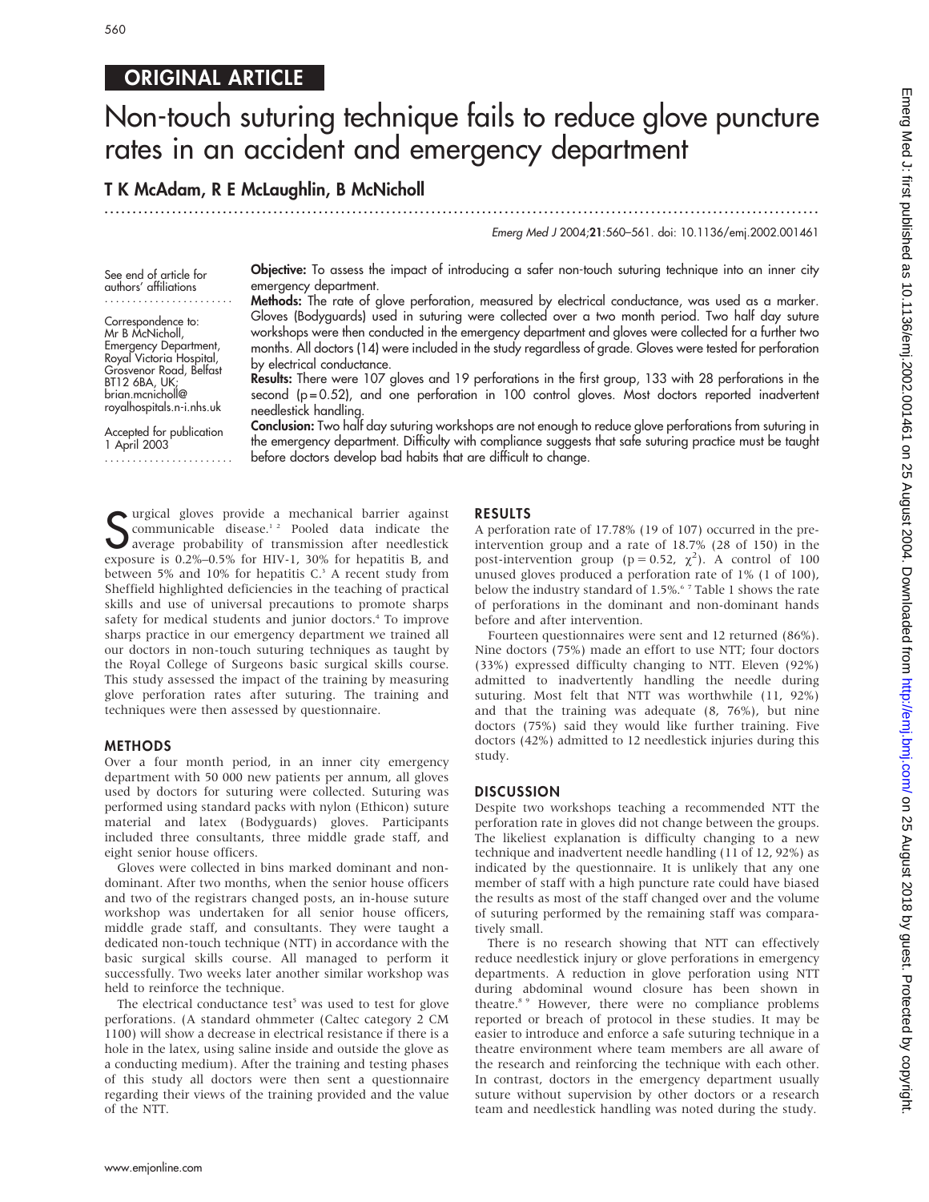ORIGINAL ARTICLE

# Non-touch suturing technique fails to reduce glove puncture rates in an accident and emergency department

**T K McAdam, R E McLaughlin, B McNicholl**

See end of article for authors' affiliations

Correspondence to: Mr B McNicholl, Emergency Department, Royal Victoria Hospital, Grosvenor Road, Belfast BT12 6BA, UK; brian.mcnicholl@royalhospitals.n-i.nhs.uk

Accepted for publication 1 April 2003

**Objective:** To assess the impact of introducing a safer non-touch suturing technique into an inner city emergency department.

**Methods:** The rate of glove perforation, measured by electrical conductance, was used as a marker. Gloves (Bodyguards) used in suturing were collected over a two month period. Two half day suture workshops were then conducted in the emergency department and gloves were collected for a further two months. All doctors (14) were included in the study regardless of grade. Gloves were tested for perforation by electrical conductance.

**Results:** There were 107 gloves and 19 perforations in the first group, 133 with 28 perforations in the second ($p = 0.52$), and one perforation in 100 control gloves. Most doctors reported inadvertent needlestick handling.

**Conclusion:** Two half day suturing workshops are not enough to reduce glove perforations from suturing in the emergency department. Difficulty with compliance suggests that safe suturing practice must be taught before doctors develop bad habits that are difficult to change.

Surgical gloves provide a mechanical barrier against communicable disease.[1,2] Pooled data indicate the average probability of transmission after needlestick exposure is 0.2%–0.5% for HIV-1, 30% for hepatitis B, and between 5% and 10% for hepatitis C.[3] A recent study from Sheffield highlighted deficiencies in the teaching of practical skills and use of universal precautions to promote sharps safety for medical students and junior doctors.[4] To improve sharps practice in our emergency department we trained all our doctors in non-touch suturing techniques as taught by the Royal College of Surgeons basic surgical skills course. This study assessed the impact of the training by measuring glove perforation rates after suturing. The training and techniques were then assessed by questionnaire.

## METHODS

Over a four month period, in an inner city emergency department with 50 000 new patients per annum, all gloves used by doctors for suturing were collected. Suturing was performed using standard packs with nylon (Ethicon) suture material and latex (Bodyguards) gloves. Participants included three consultants, three middle grade staff, and eight senior house officers.

Gloves were collected in bins marked dominant and non-dominant. After two months, when the senior house officers and two of the registrars changed posts, an in-house suture workshop was undertaken for all senior house officers, middle grade staff, and consultants. They were taught a dedicated non-touch technique (NTT) in accordance with the basic surgical skills course. All managed to perform it successfully. Two weeks later another similar workshop was held to reinforce the technique.

The electrical conductance test[5] was used to test for glove perforations. (A standard ohmmeter (Caltec category 2 CM 1100) will show a decrease in electrical resistance if there is a hole in the latex, using saline inside and outside the glove as a conducting medium). After the training and testing phases of this study all doctors were then sent a questionnaire regarding their views of the training provided and the value of the NTT.

## RESULTS

A perforation rate of 17.78% (19 of 107) occurred in the pre-intervention group and a rate of 18.7% (28 of 150) in the post-intervention group ($p = 0.52$, $\chi^2$). A control of 100 unused gloves produced a perforation rate of 1% (1 of 100), below the industry standard of 1.5%.[6,7] Table 1 shows the rate of perforations in the dominant and non-dominant hands before and after intervention.

Fourteen questionnaires were sent and 12 returned (86%). Nine doctors (75%) made an effort to use NTT; four doctors (33%) expressed difficulty changing to NTT. Eleven (92%) admitted to inadvertently handling the needle during suturing. Most felt that NTT was worthwhile (11, 92%) and that the training was adequate (8, 76%), but nine doctors (75%) said they would like further training. Five doctors (42%) admitted to 12 needlestick injuries during this study.

## DISCUSSION

Despite two workshops teaching a recommended NTT the perforation rate in gloves did not change between the groups. The likeliest explanation is difficulty changing to a new technique and inadvertent needle handling (11 of 12, 92%) as indicated by the questionnaire. It is unlikely that any one member of staff with a high puncture rate could have biased the results as most of the staff changed over and the volume of suturing performed by the remaining staff was comparatively small.

There is no research showing that NTT can effectively reduce needlestick injury or glove perforations in emergency departments. A reduction in glove perforation using NTT during abdominal wound closure has been shown in theatre.[8,9] However, there were no compliance problems reported or breach of protocol in these studies. It may be easier to introduce and enforce a safe suturing technique in a theatre environment where team members are all aware of the research and reinforcing the technique with each other. In contrast, doctors in the emergency department usually suture without supervision by other doctors or a research team and needlestick handling was noted during the study.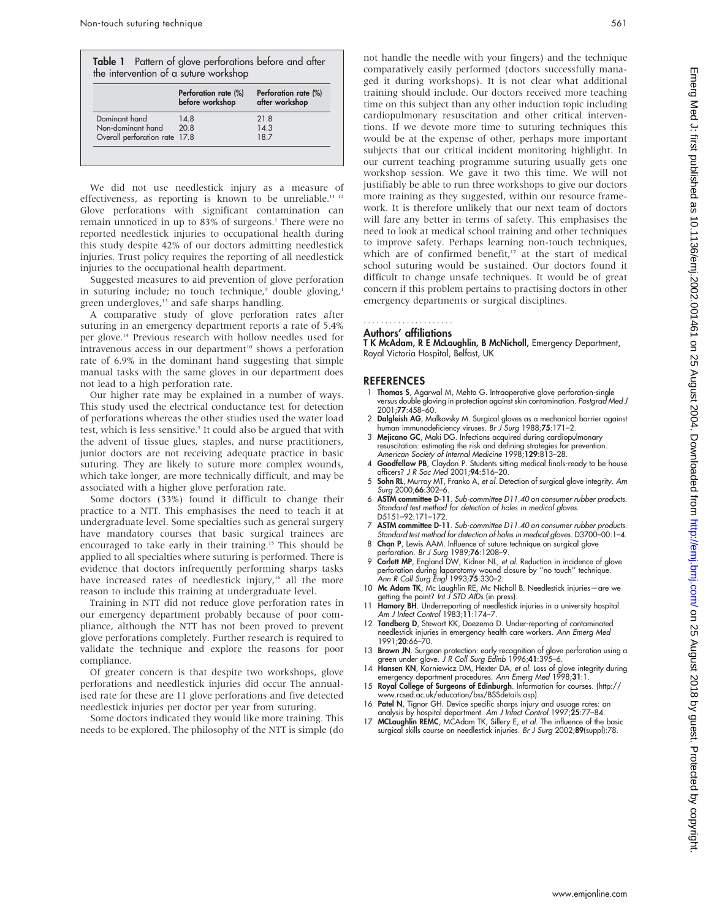**Table 1** Pattern of glove perforations before and after the intervention of a suture workshop

| | Perforation rate (%) before workshop | Perforation rate (%) after workshop |
|---|---|---|
| Dominant hand | 14.8 | 21.8 |
| Non-dominant hand | 20.8 | 14.3 |
| Overall perforation rate | 17.8 | 18.7 |

We did not use needlestick injury as a measure of effectiveness, as reporting is known to be unreliable.[11 12] Glove perforations with significant contamination can remain unnoticed in up to 83% of surgeons.[1] There were no reported needlestick injuries to occupational health during this study despite 42% of our doctors admitting needlestick injuries. Trust policy requires the reporting of all needlestick injuries to the occupational health department.

Suggested measures to aid prevention of glove perforation in suturing include; no touch technique,[9] double gloving,[1] green undergloves,[13] and safe sharps handling.

A comparative study of glove perforation rates after suturing in an emergency department reports a rate of 5.4% per glove.[14] Previous research with hollow needles used for intravenous access in our department[10] shows a perforation rate of 6.9% in the dominant hand suggesting that simple manual tasks with the same gloves in our department does not lead to a high perforation rate.

Our higher rate may be explained in a number of ways. This study used the electrical conductance test for detection of perforations whereas the other studies used the water load test, which is less sensitive.[5] It could also be argued that with the advent of tissue glues, staples, and nurse practitioners, junior doctors are not receiving adequate practice in basic suturing. They are likely to suture more complex wounds, which take longer, are more technically difficult, and may be associated with a higher glove perforation rate.

Some doctors (33%) found it difficult to change their practice to a NTT. This emphasises the need to teach it at undergraduate level. Some specialties such as general surgery have mandatory courses that basic surgical trainees are encouraged to take early in their training.[15] This should be applied to all specialties where suturing is performed. There is evidence that doctors infrequently performing sharps tasks have increased rates of needlestick injury,[16] all the more reason to include this training at undergraduate level.

Training in NTT did not reduce glove perforation rates in our emergency department probably because of poor compliance, although the NTT has not been proved to prevent glove perforations completely. Further research is required to validate the technique and explore the reasons for poor compliance.

Of greater concern is that despite two workshops, glove perforations and needlestick injuries did occur The annualised rate for these are 11 glove perforations and five detected needlestick injuries per doctor per year from suturing.

Some doctors indicated they would like more training. This needs to be explored. The philosophy of the NTT is simple (do not handle the needle with your fingers) and the technique comparatively easily performed (doctors successfully managed it during workshops). It is not clear what additional training should include. Our doctors received more teaching time on this subject than any other induction topic including cardiopulmonary resuscitation and other critical interventions. If we devote more time to suturing techniques this would be at the expense of other, perhaps more important subjects that our critical incident monitoring highlight. In our current teaching programme suturing usually gets one workshop session. We gave it two this time. We will not justifiably be able to run three workshops to give our doctors more training as they suggested, within our resource framework. It is therefore unlikely that our next team of doctors will fare any better in terms of safety. This emphasises the need to look at medical school training and other techniques to improve safety. Perhaps learning non-touch techniques, which are of confirmed benefit,[17] at the start of medical school suturing would be sustained. Our doctors found it difficult to change unsafe techniques. It would be of great concern if this problem pertains to practising doctors in other emergency departments or surgical disciplines.

## Authors' affiliations

**T K McAdam, R E McLaughlin, B McNicholl,** Emergency Department, Royal Victoria Hospital, Belfast, UK

## REFERENCES

1. **Thomas S**, Agarwal M, Mehta G. Intraoperative glove perforation-single versus double gloving in protection against skin contamination. *Postgrad Med J* 2001;**77**:458–60.
2. **Dalgleish AG**, Malkovsky M. Surgical gloves as a mechanical barrier against human immunodeficiency viruses. *Br J Surg* 1988;**75**:171–2.
3. **Mejicano GC**, Maki DG. Infections acquired during cardiopulmonary resuscitation: estimating the risk and defining strategies for prevention. *American Society of Internal Medicine* 1998;**129**:813–28.
4. **Goodfellow PB**, Claydon P. Students sitting medical finals-ready to be house officers? *J R Soc Med* 2001;**94**:516–20.
5. **Sohn RL**, Murray MT, Franko A, *et al*. Detection of surgical glove integrity. *Am Surg* 2000;**66**:302–6.
6. **ASTM committee D-11**. *Sub-committee D11.40 on consumer rubber products. Standard test method for detection of holes in medical gloves.* D5151–92:171–172.
7. **ASTM committee D-11**. *Sub-committee D11.40 on consumer rubber products. Standard test method for detection of holes in medical gloves.* D3700–00:1–4.
8. **Chan P**, Lewis AAM. Influence of suture technique on surgical glove perforation. *Br J Surg* 1989;**76**:1208–9.
9. **Corlett MP**, England DW, Kidner NL, *et al*. Reduction in incidence of glove perforation during laparotomy wound closure by ''no touch'' technique. *Ann R Coll Surg Engl* 1993;**75**:330–2.
10. **Mc Adam TK**, Mc Laughlin RE, Mc Nicholl B. Needlestick injuries—are we getting the point? *Int J STD AIDs* (in press).
11. **Hamory BH**. Underreporting of needlestick injuries in a university hospital. *Am J Infect Control* 1983;**11**:174–7.
12. **Tandberg D**, Stewart KK, Doezema D. Under-reporting of contaminated needlestick injuries in emergency health care workers. *Ann Emerg Med* 1991;**20**:66–70.
13. **Brown JN**. Surgeon protection: early recognition of glove perforation using a green under glove. *J R Coll Surg Edinb* 1996;**41**:395–6.
14. **Hansen KN**, Korniewicz DM, Hexter DA, *et al*. Loss of glove integrity during emergency department procedures. *Ann Emerg Med* 1998;**31**:1.
15. **Royal College of Surgeons of Edinburgh**. Information for courses. (http://www.rcsed.ac.uk/education/bss/BSSdetails.asp).
16. **Patel N**, Tignor GH. Device specific sharps injury and usuage rates: an analysis by hospital department. *Am J Infect Control* 1997;**25**:77–84.
17. **MCLaughlin REMC**, MCAdam TK, Sillery E, *et al*. The influence of the basic surgical skills course on needlestick injuries. *Br J Surg* 2002;**89**(suppl):78.